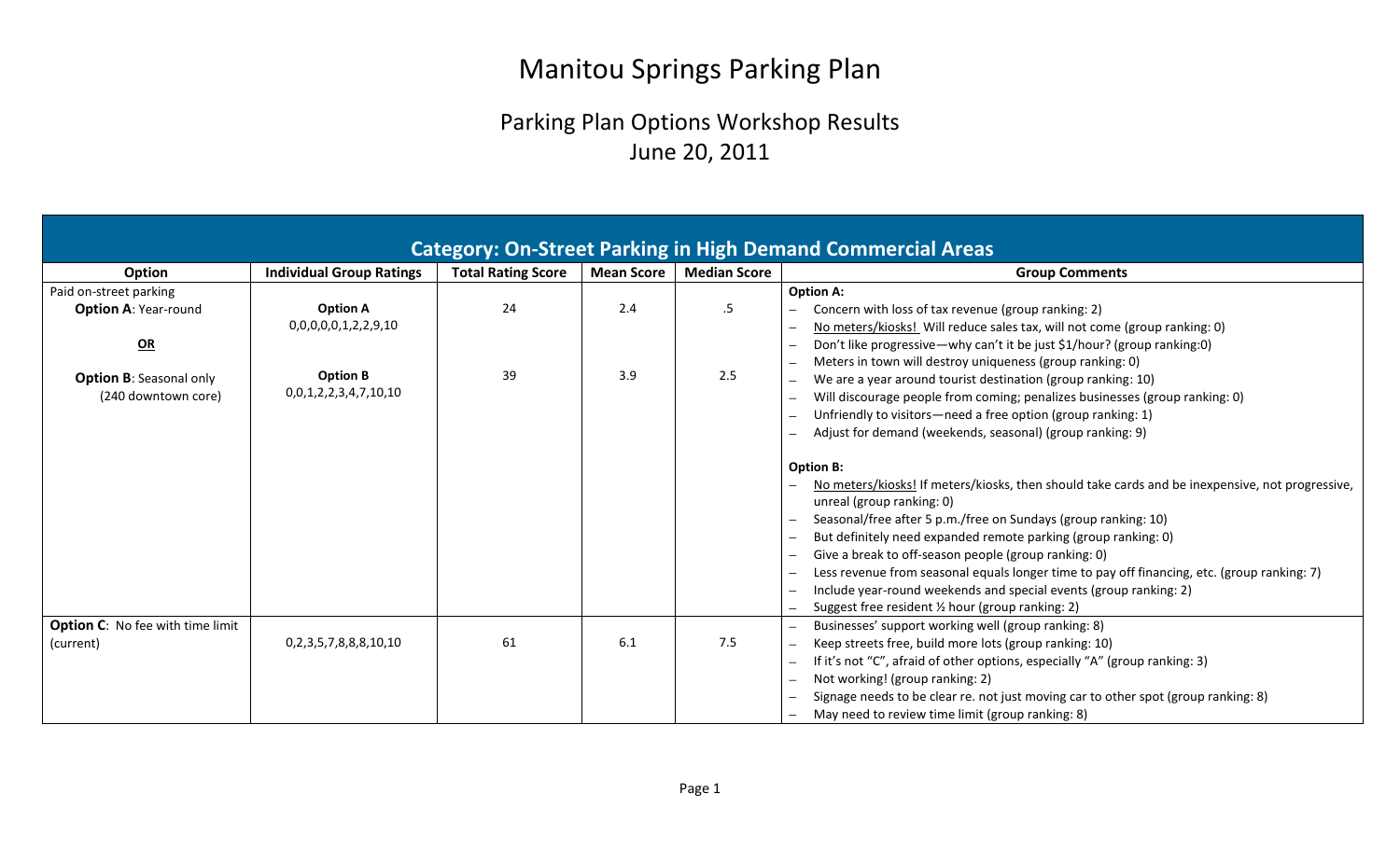# Manitou Springs Parking Plan

## Parking Plan Options Workshop Results
## June 20, 2011

| Category: On-Street Parking in High Demand Commercial Areas | | | | | |
|---|---|---|---|---|---|
| **Option** | **Individual Group Ratings** | **Total Rating Score** | **Mean Score** | **Median Score** | **Group Comments** |
| Paid on-street parking<br>**Option A**: Year-round<br><br>**OR**<br><br>**Option B**: Seasonal only (240 downtown core) | **Option A**<br>0,0,0,0,0,1,2,2,9,10<br><br>**Option B**<br>0,0,1,2,2,3,4,7,10,10 | 24<br><br>39 | 2.4<br><br>3.9 | .5<br><br>2.5 | **Option A:**<br>– Concern with loss of tax revenue (group ranking: 2)<br>– No meters/kiosks! Will reduce sales tax, will not come (group ranking: 0)<br>– Don't like progressive—why can't it be just $1/hour? (group ranking:0)<br>– Meters in town will destroy uniqueness (group ranking: 0)<br>– We are a year around tourist destination (group ranking: 10)<br>– Will discourage people from coming; penalizes businesses (group ranking: 0)<br>– Unfriendly to visitors—need a free option (group ranking: 1)<br>– Adjust for demand (weekends, seasonal) (group ranking: 9)<br><br>**Option B:**<br>– No meters/kiosks! If meters/kiosks, then should take cards and be inexpensive, not progressive, unreal (group ranking: 0)<br>– Seasonal/free after 5 p.m./free on Sundays (group ranking: 10)<br>– But definitely need expanded remote parking (group ranking: 0)<br>– Give a break to off-season people (group ranking: 0)<br>– Less revenue from seasonal equals longer time to pay off financing, etc. (group ranking: 7)<br>– Include year-round weekends and special events (group ranking: 2)<br>– Suggest free resident ½ hour (group ranking: 2) |
| **Option C**: No fee with time limit (current) | 0,2,3,5,7,8,8,8,10,10 | 61 | 6.1 | 7.5 | – Businesses' support working well (group ranking: 8)<br>– Keep streets free, build more lots (group ranking: 10)<br>– If it's not "C", afraid of other options, especially "A" (group ranking: 3)<br>– Not working! (group ranking: 2)<br>– Signage needs to be clear re. not just moving car to other spot (group ranking: 8)<br>– May need to review time limit (group ranking: 8) |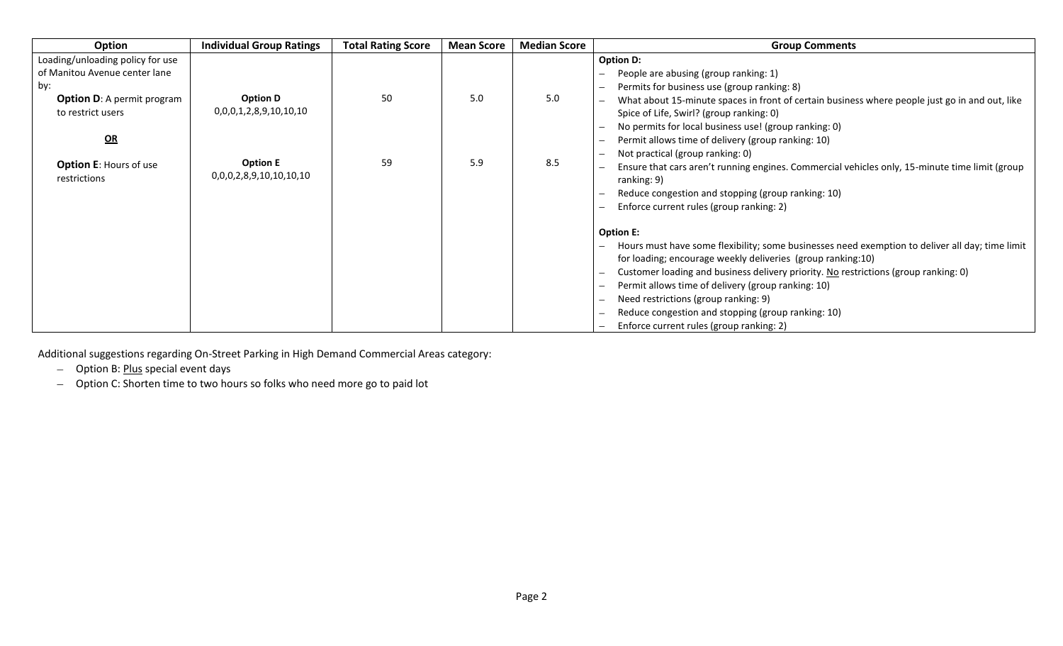| Option | Individual Group Ratings | Total Rating Score | Mean Score | Median Score | Group Comments |
|---|---|---|---|---|---|
| Loading/unloading policy for use of Manitou Avenue center lane by:<br>**Option D**: A permit program to restrict users<br><br>**OR**<br><br>**Option E**: Hours of use restrictions | **Option D**<br>0,0,0,1,2,8,9,10,10,10<br><br>**Option E**<br>0,0,0,2,8,9,10,10,10,10 | 50<br><br>59 | 5.0<br><br>5.9 | 5.0<br><br>8.5 | **Option D:**<br>– People are abusing (group ranking: 1)<br>– Permits for business use (group ranking: 8)<br>– What about 15-minute spaces in front of certain business where people just go in and out, like Spice of Life, Swirl? (group ranking: 0)<br>– No permits for local business use! (group ranking: 0)<br>– Permit allows time of delivery (group ranking: 10)<br>– Not practical (group ranking: 0)<br>– Ensure that cars aren't running engines. Commercial vehicles only, 15-minute time limit (group ranking: 9)<br>– Reduce congestion and stopping (group ranking: 10)<br>– Enforce current rules (group ranking: 2)<br><br>**Option E:**<br>– Hours must have some flexibility; some businesses need exemption to deliver all day; time limit for loading; encourage weekly deliveries (group ranking:10)<br>– Customer loading and business delivery priority. No restrictions (group ranking: 0)<br>– Permit allows time of delivery (group ranking: 10)<br>– Need restrictions (group ranking: 9)<br>– Reduce congestion and stopping (group ranking: 10)<br>– Enforce current rules (group ranking: 2) |

Additional suggestions regarding On-Street Parking in High Demand Commercial Areas category:

- Option B: Plus special event days
- Option C: Shorten time to two hours so folks who need more go to paid lot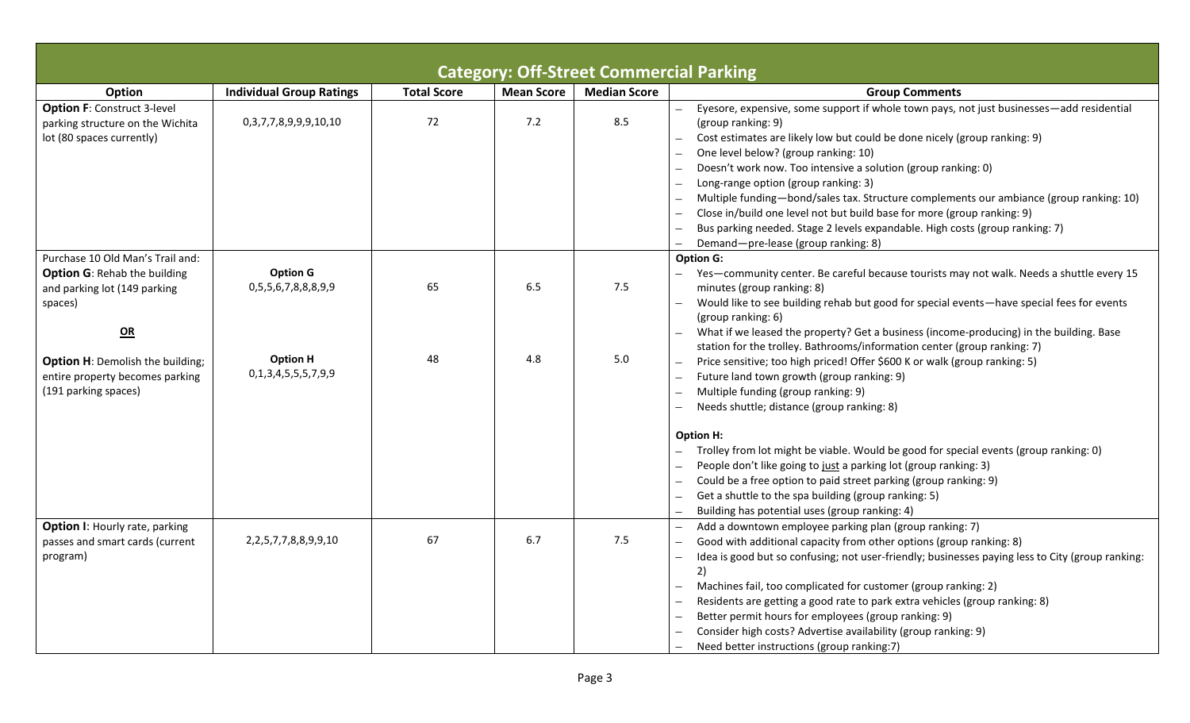## Category: Off-Street Commercial Parking

| Option | Individual Group Ratings | Total Score | Mean Score | Median Score | Group Comments |
|---|---|---|---|---|---|
| **Option F**: Construct 3-level parking structure on the Wichita lot (80 spaces currently) | 0,3,7,7,8,9,9,9,10,10 | 72 | 7.2 | 8.5 | – Eyesore, expensive, some support if whole town pays, not just businesses—add residential (group ranking: 9)<br>– Cost estimates are likely low but could be done nicely (group ranking: 9)<br>– One level below? (group ranking: 10)<br>– Doesn't work now. Too intensive a solution (group ranking: 0)<br>– Long-range option (group ranking: 3)<br>– Multiple funding—bond/sales tax. Structure complements our ambiance (group ranking: 10)<br>– Close in/build one level not but build base for more (group ranking: 9)<br>– Bus parking needed. Stage 2 levels expandable. High costs (group ranking: 7)<br>– Demand—pre-lease (group ranking: 8) |
| Purchase 10 Old Man's Trail and:<br>**Option G**: Rehab the building and parking lot (149 parking spaces)<br><br>**OR**<br><br>**Option H**: Demolish the building; entire property becomes parking (191 parking spaces) | **Option G**<br>0,5,5,6,7,8,8,8,9,9<br><br><br><br>**Option H**<br>0,1,3,4,5,5,5,7,9,9 | 65<br><br><br><br><br>48 | 6.5<br><br><br><br><br>4.8 | 7.5<br><br><br><br><br>5.0 | **Option G:**<br>– Yes—community center. Be careful because tourists may not walk. Needs a shuttle every 15 minutes (group ranking: 8)<br>– Would like to see building rehab but good for special events—have special fees for events (group ranking: 6)<br>– What if we leased the property? Get a business (income-producing) in the building. Base station for the trolley. Bathrooms/information center (group ranking: 7)<br>– Price sensitive; too high priced! Offer $600 K or walk (group ranking: 5)<br>– Future land town growth (group ranking: 9)<br>– Multiple funding (group ranking: 9)<br>– Needs shuttle; distance (group ranking: 8)<br><br>**Option H:**<br>– Trolley from lot might be viable. Would be good for special events (group ranking: 0)<br>– People don't like going to just a parking lot (group ranking: 3)<br>– Could be a free option to paid street parking (group ranking: 9)<br>– Get a shuttle to the spa building (group ranking: 5)<br>– Building has potential uses (group ranking: 4) |
| **Option I**: Hourly rate, parking passes and smart cards (current program) | 2,2,5,7,7,8,8,9,9,10 | 67 | 6.7 | 7.5 | – Add a downtown employee parking plan (group ranking: 7)<br>– Good with additional capacity from other options (group ranking: 8)<br>– Idea is good but so confusing; not user-friendly; businesses paying less to City (group ranking: 2)<br>– Machines fail, too complicated for customer (group ranking: 2)<br>– Residents are getting a good rate to park extra vehicles (group ranking: 8)<br>– Better permit hours for employees (group ranking: 9)<br>– Consider high costs? Advertise availability (group ranking: 9)<br>– Need better instructions (group ranking:7) |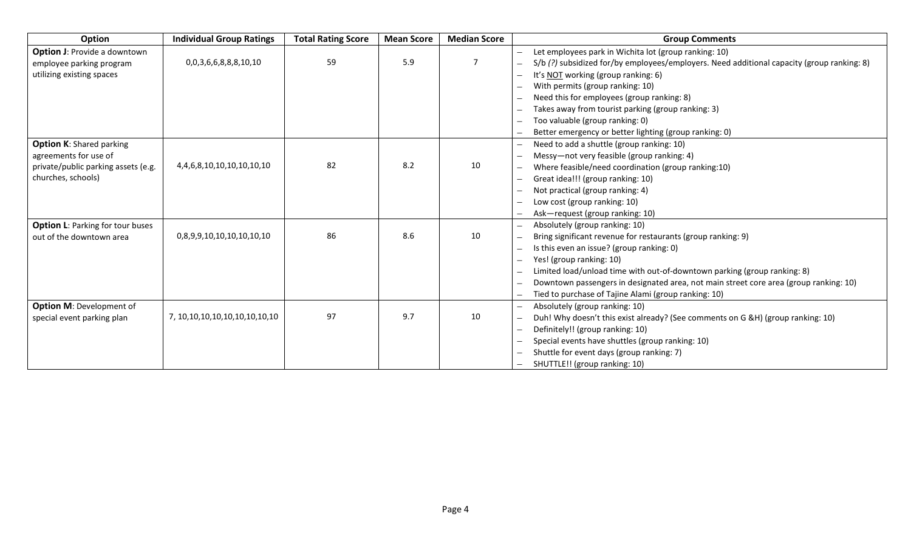| Option | Individual Group Ratings | Total Rating Score | Mean Score | Median Score | Group Comments |
|---|---|---|---|---|---|
| **Option J**: Provide a downtown employee parking program utilizing existing spaces | 0,0,3,6,6,8,8,8,10,10 | 59 | 5.9 | 7 | – Let employees park in Wichita lot (group ranking: 10)<br>– S/b *(?)* subsidized for/by employees/employers. Need additional capacity (group ranking: 8)<br>– It's <u>NOT</u> working (group ranking: 6)<br>– With permits (group ranking: 10)<br>– Need this for employees (group ranking: 8)<br>– Takes away from tourist parking (group ranking: 3)<br>– Too valuable (group ranking: 0)<br>– Better emergency or better lighting (group ranking: 0) |
| **Option K**: Shared parking agreements for use of private/public parking assets (e.g. churches, schools) | 4,4,6,8,10,10,10,10,10,10 | 82 | 8.2 | 10 | – Need to add a shuttle (group ranking: 10)<br>– Messy—not very feasible (group ranking: 4)<br>– Where feasible/need coordination (group ranking:10)<br>– Great idea!!! (group ranking: 10)<br>– Not practical (group ranking: 4)<br>– Low cost (group ranking: 10)<br>– Ask—request (group ranking: 10) |
| **Option L**: Parking for tour buses out of the downtown area | 0,8,9,9,10,10,10,10,10,10 | 86 | 8.6 | 10 | – Absolutely (group ranking: 10)<br>– Bring significant revenue for restaurants (group ranking: 9)<br>– Is this even an issue? (group ranking: 0)<br>– Yes! (group ranking: 10)<br>– Limited load/unload time with out-of-downtown parking (group ranking: 8)<br>– Downtown passengers in designated area, not main street core area (group ranking: 10)<br>– Tied to purchase of Tajine Alami (group ranking: 10) |
| **Option M**: Development of special event parking plan | 7, 10,10,10,10,10,10,10,10,10 | 97 | 9.7 | 10 | – Absolutely (group ranking: 10)<br>– Duh! Why doesn't this exist already? (See comments on G &H) (group ranking: 10)<br>– Definitely!! (group ranking: 10)<br>– Special events have shuttles (group ranking: 10)<br>– Shuttle for event days (group ranking: 7)<br>– SHUTTLE!! (group ranking: 10) |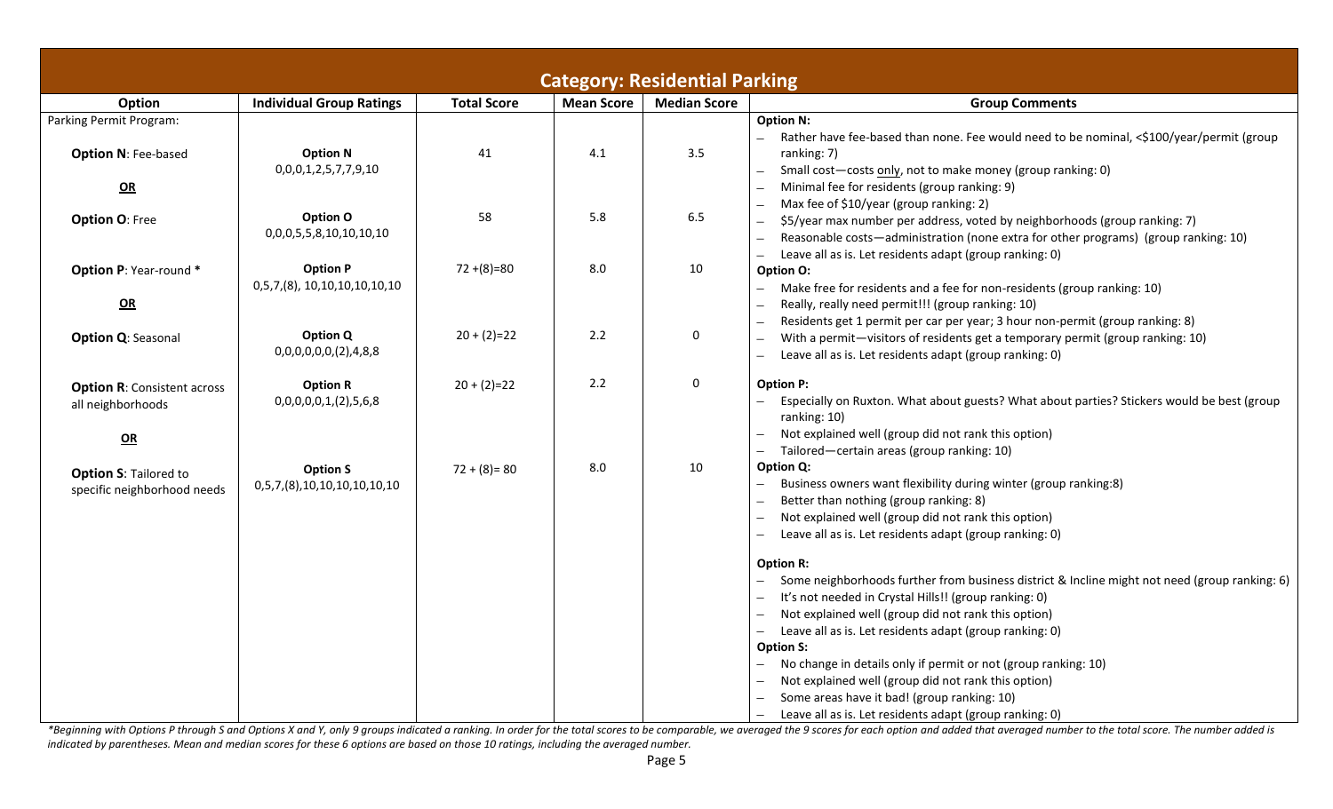## Category: Residential Parking

| Option | Individual Group Ratings | Total Score | Mean Score | Median Score | Group Comments |
|---|---|---|---|---|---|
| Parking Permit Program:<br><br>**Option N**: Fee-based<br><br>**OR**<br><br>**Option O**: Free<br><br>**Option P**: Year-round *<br><br>**OR**<br><br>**Option Q**: Seasonal<br><br>**Option R**: Consistent across all neighborhoods<br><br>**OR**<br><br>**Option S**: Tailored to specific neighborhood needs | **Option N**<br>0,0,0,1,2,5,7,7,9,10<br><br>**Option O**<br>0,0,0,5,5,8,10,10,10,10<br><br>**Option P**<br>0,5,7,(8), 10,10,10,10,10,10<br><br>**Option Q**<br>0,0,0,0,0,0,(2),4,8,8<br><br>**Option R**<br>0,0,0,0,0,1,(2),5,6,8<br><br>**Option S**<br>0,5,7,(8),10,10,10,10,10,10 | 41<br><br>58<br><br>72 +(8)=80<br><br>20 + (2)=22<br><br>20 + (2)=22<br><br>72 + (8)= 80 | 4.1<br><br>5.8<br><br>8.0<br><br>2.2<br><br>2.2<br><br>8.0 | 3.5<br><br>6.5<br><br>10<br><br>0<br><br>0<br><br>10 | **Option N:**<br>– Rather have fee-based than none. Fee would need to be nominal, <$100/year/permit (group ranking: 7)<br>– Small cost—costs only, not to make money (group ranking: 0)<br>– Minimal fee for residents (group ranking: 9)<br>– Max fee of $10/year (group ranking: 2)<br>– $5/year max number per address, voted by neighborhoods (group ranking: 7)<br>– Reasonable costs—administration (none extra for other programs) (group ranking: 10)<br>– Leave all as is. Let residents adapt (group ranking: 0)<br>**Option O:**<br>– Make free for residents and a fee for non-residents (group ranking: 10)<br>– Really, really need permit!!! (group ranking: 10)<br>– Residents get 1 permit per car per year; 3 hour non-permit (group ranking: 8)<br>– With a permit—visitors of residents get a temporary permit (group ranking: 10)<br>– Leave all as is. Let residents adapt (group ranking: 0)<br>**Option P:**<br>– Especially on Ruxton. What about guests? What about parties? Stickers would be best (group ranking: 10)<br>– Not explained well (group did not rank this option)<br>– Tailored—certain areas (group ranking: 10)<br>**Option Q:**<br>– Business owners want flexibility during winter (group ranking:8)<br>– Better than nothing (group ranking: 8)<br>– Not explained well (group did not rank this option)<br>– Leave all as is. Let residents adapt (group ranking: 0)<br>**Option R:**<br>– Some neighborhoods further from business district & Incline might not need (group ranking: 6)<br>– It's not needed in Crystal Hills!! (group ranking: 0)<br>– Not explained well (group did not rank this option)<br>– Leave all as is. Let residents adapt (group ranking: 0)<br>**Option S:**<br>– No change in details only if permit or not (group ranking: 10)<br>– Not explained well (group did not rank this option)<br>– Some areas have it bad! (group ranking: 10)<br>– Leave all as is. Let residents adapt (group ranking: 0) |

*\*Beginning with Options P through S and Options X and Y, only 9 groups indicated a ranking. In order for the total scores to be comparable, we averaged the 9 scores for each option and added that averaged number to the total score. The number added is indicated by parentheses. Mean and median scores for these 6 options are based on those 10 ratings, including the averaged number.*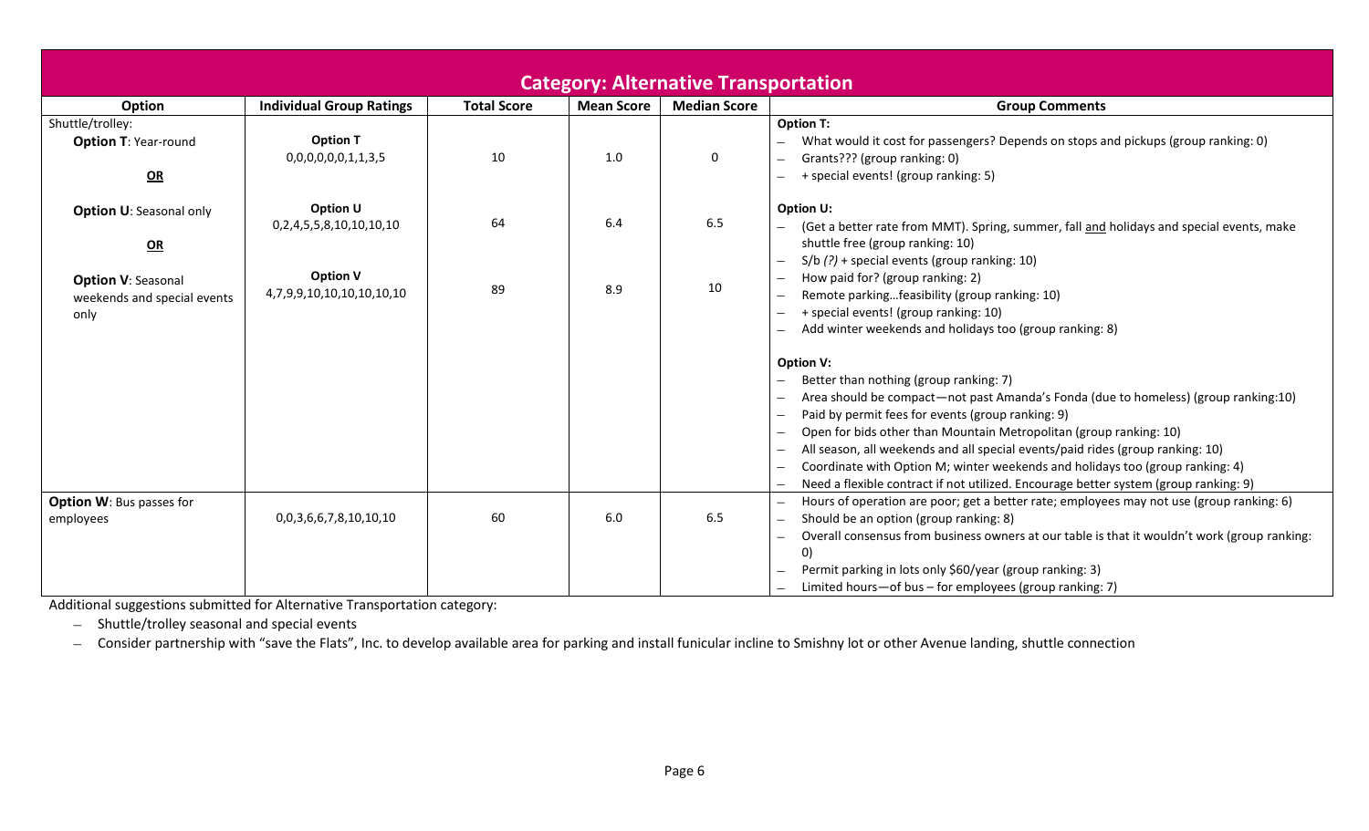| Category: Alternative Transportation | | | | | |
|---|---|---|---|---|---|
| **Option** | **Individual Group Ratings** | **Total Score** | **Mean Score** | **Median Score** | **Group Comments** |
| Shuttle/trolley:<br>**Option T**: Year-round<br>**OR** | **Option T**<br>0,0,0,0,0,0,1,1,3,5 | 10 | 1.0 | 0 | **Option T:**<br>– What would it cost for passengers? Depends on stops and pickups (group ranking: 0)<br>– Grants??? (group ranking: 0)<br>– + special events! (group ranking: 5) |
| **Option U**: Seasonal only<br>**OR** | **Option U**<br>0,2,4,5,5,8,10,10,10,10 | 64 | 6.4 | 6.5 | **Option U:**<br>– (Get a better rate from MMT). Spring, summer, fall and holidays and special events, make shuttle free (group ranking: 10)<br>– S/b *(?)* + special events (group ranking: 10)<br>– How paid for? (group ranking: 2)<br>– Remote parking…feasibility (group ranking: 10)<br>– + special events! (group ranking: 10)<br>– Add winter weekends and holidays too (group ranking: 8) |
| **Option V**: Seasonal weekends and special events only | **Option V**<br>4,7,9,9,10,10,10,10,10,10 | 89 | 8.9 | 10 | **Option V:**<br>– Better than nothing (group ranking: 7)<br>– Area should be compact—not past Amanda's Fonda (due to homeless) (group ranking:10)<br>– Paid by permit fees for events (group ranking: 9)<br>– Open for bids other than Mountain Metropolitan (group ranking: 10)<br>– All season, all weekends and all special events/paid rides (group ranking: 10)<br>– Coordinate with Option M; winter weekends and holidays too (group ranking: 4)<br>– Need a flexible contract if not utilized. Encourage better system (group ranking: 9) |
| **Option W**: Bus passes for employees | 0,0,3,6,6,7,8,10,10,10 | 60 | 6.0 | 6.5 | – Hours of operation are poor; get a better rate; employees may not use (group ranking: 6)<br>– Should be an option (group ranking: 8)<br>– Overall consensus from business owners at our table is that it wouldn't work (group ranking: 0)<br>– Permit parking in lots only $60/year (group ranking: 3)<br>– Limited hours—of bus – for employees (group ranking: 7) |

Additional suggestions submitted for Alternative Transportation category:

- Shuttle/trolley seasonal and special events
- Consider partnership with "save the Flats", Inc. to develop available area for parking and install funicular incline to Smishny lot or other Avenue landing, shuttle connection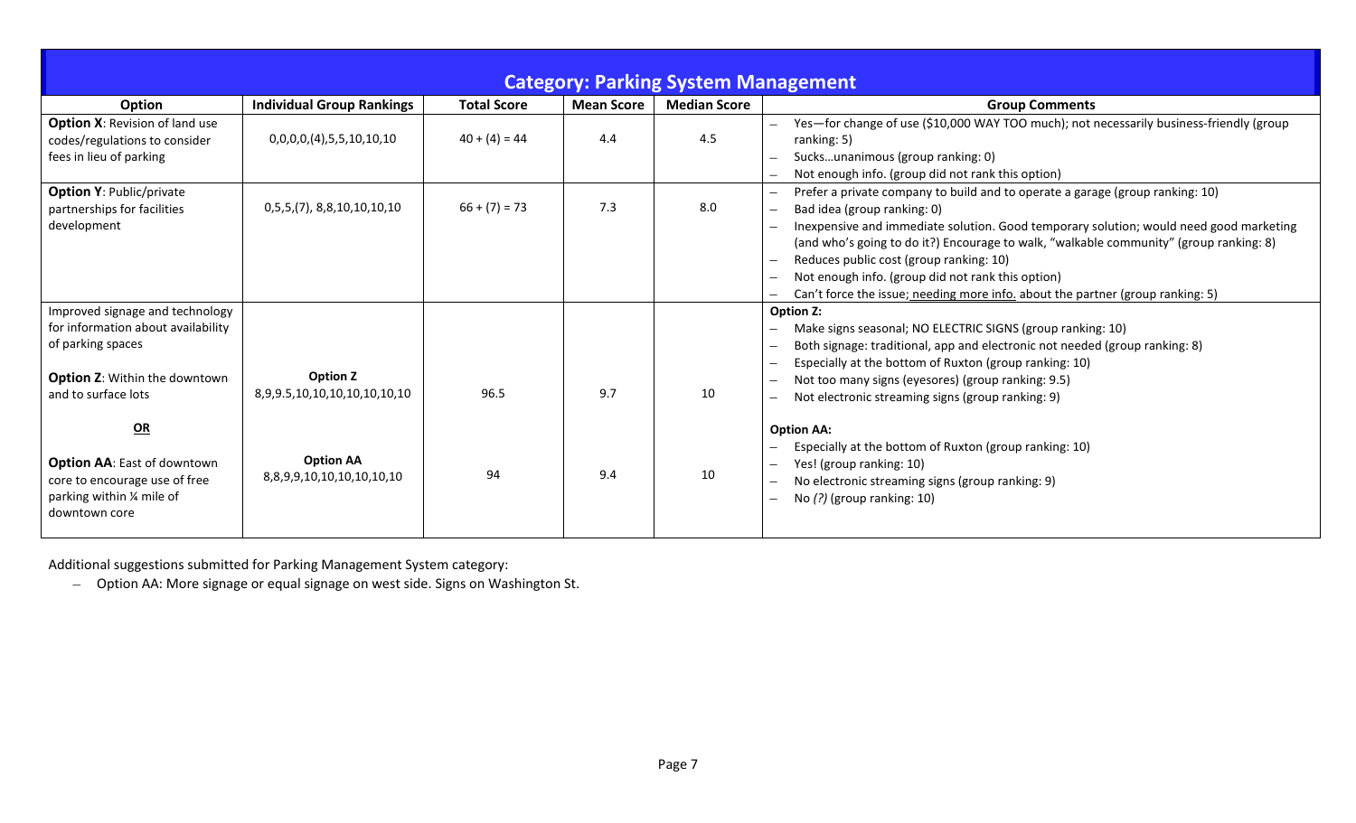| Category: Parking System Management | | | | | |
|---|---|---|---|---|---|
| **Option** | **Individual Group Rankings** | **Total Score** | **Mean Score** | **Median Score** | **Group Comments** |
| **Option X**: Revision of land use codes/regulations to consider fees in lieu of parking | 0,0,0,0,(4),5,5,10,10,10 | 40 + (4) = 44 | 4.4 | 4.5 | – Yes—for change of use ($10,000 WAY TOO much); not necessarily business-friendly (group ranking: 5)<br>– Sucks…unanimous (group ranking: 0)<br>– Not enough info. (group did not rank this option) |
| **Option Y**: Public/private partnerships for facilities development | 0,5,5,(7), 8,8,10,10,10,10 | 66 + (7) = 73 | 7.3 | 8.0 | – Prefer a private company to build and to operate a garage (group ranking: 10)<br>– Bad idea (group ranking: 0)<br>– Inexpensive and immediate solution. Good temporary solution; would need good marketing (and who's going to do it?) Encourage to walk, "walkable community" (group ranking: 8)<br>– Reduces public cost (group ranking: 10)<br>– Not enough info. (group did not rank this option)<br>– Can't force the issue; needing more info. about the partner (group ranking: 5) |
| Improved signage and technology for information about availability of parking spaces<br><br>**Option Z**: Within the downtown and to surface lots | **Option Z**<br>8,9,9.5,10,10,10,10,10,10 | 96.5 | 9.7 | 10 | **Option Z:**<br>– Make signs seasonal; NO ELECTRIC SIGNS (group ranking: 10)<br>– Both signage: traditional, app and electronic not needed (group ranking: 8)<br>– Especially at the bottom of Ruxton (group ranking: 10)<br>– Not too many signs (eyesores) (group ranking: 9.5)<br>– Not electronic streaming signs (group ranking: 9) |
| **OR**<br><br>**Option AA**: East of downtown core to encourage use of free parking within ¼ mile of downtown core | **Option AA**<br>8,8,9,9,10,10,10,10,10,10 | 94 | 9.4 | 10 | **Option AA:**<br>– Especially at the bottom of Ruxton (group ranking: 10)<br>– Yes! (group ranking: 10)<br>– No electronic streaming signs (group ranking: 9)<br>– No *(?)* (group ranking: 10) |

Additional suggestions submitted for Parking Management System category:

– Option AA: More signage or equal signage on west side. Signs on Washington St.